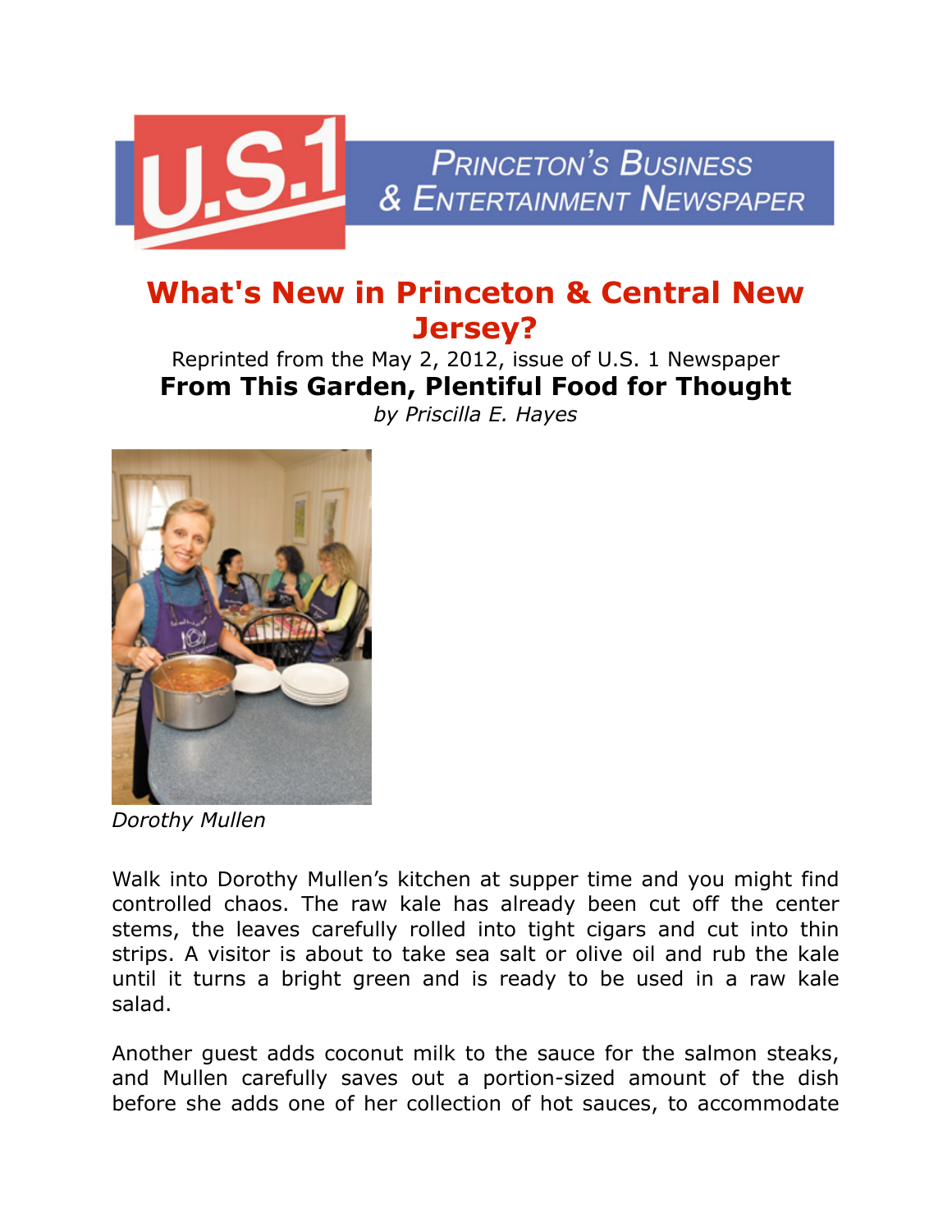U.S.1 PRINCETON'S BUSINESS & ENTERTAINMENT NEWSPAPER

# What's New in Princeton & Central New Jersey?

Reprinted from the May 2, 2012, issue of U.S. 1 Newspaper

## From This Garden, Plentiful Food for Thought

*by Priscilla E. Hayes*

*Dorothy Mullen*

Walk into Dorothy Mullen's kitchen at supper time and you might find controlled chaos. The raw kale has already been cut off the center stems, the leaves carefully rolled into tight cigars and cut into thin strips. A visitor is about to take sea salt or olive oil and rub the kale until it turns a bright green and is ready to be used in a raw kale salad.

Another guest adds coconut milk to the sauce for the salmon steaks, and Mullen carefully saves out a portion-sized amount of the dish before she adds one of her collection of hot sauces, to accommodate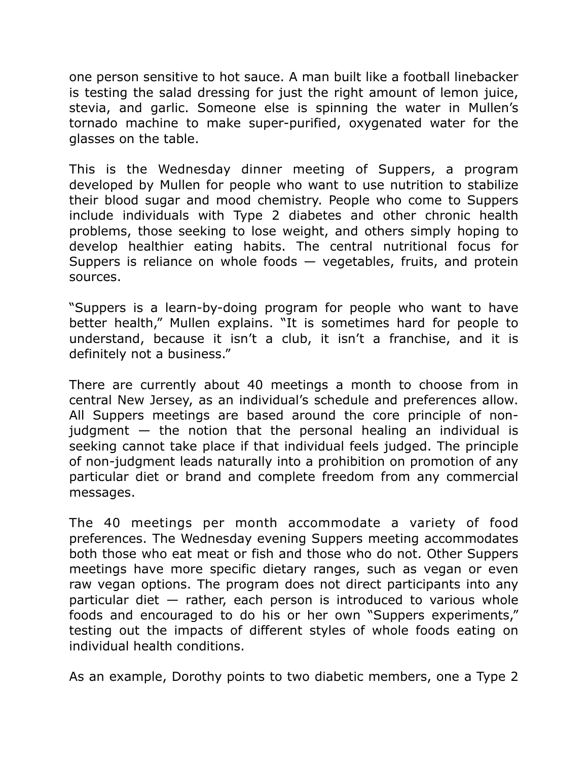one person sensitive to hot sauce. A man built like a football linebacker is testing the salad dressing for just the right amount of lemon juice, stevia, and garlic. Someone else is spinning the water in Mullen's tornado machine to make super-purified, oxygenated water for the glasses on the table.

This is the Wednesday dinner meeting of Suppers, a program developed by Mullen for people who want to use nutrition to stabilize their blood sugar and mood chemistry. People who come to Suppers include individuals with Type 2 diabetes and other chronic health problems, those seeking to lose weight, and others simply hoping to develop healthier eating habits. The central nutritional focus for Suppers is reliance on whole foods — vegetables, fruits, and protein sources.

"Suppers is a learn-by-doing program for people who want to have better health," Mullen explains. "It is sometimes hard for people to understand, because it isn't a club, it isn't a franchise, and it is definitely not a business."

There are currently about 40 meetings a month to choose from in central New Jersey, as an individual's schedule and preferences allow. All Suppers meetings are based around the core principle of non-judgment — the notion that the personal healing an individual is seeking cannot take place if that individual feels judged. The principle of non-judgment leads naturally into a prohibition on promotion of any particular diet or brand and complete freedom from any commercial messages.

The 40 meetings per month accommodate a variety of food preferences. The Wednesday evening Suppers meeting accommodates both those who eat meat or fish and those who do not. Other Suppers meetings have more specific dietary ranges, such as vegan or even raw vegan options. The program does not direct participants into any particular diet — rather, each person is introduced to various whole foods and encouraged to do his or her own "Suppers experiments," testing out the impacts of different styles of whole foods eating on individual health conditions.

As an example, Dorothy points to two diabetic members, one a Type 2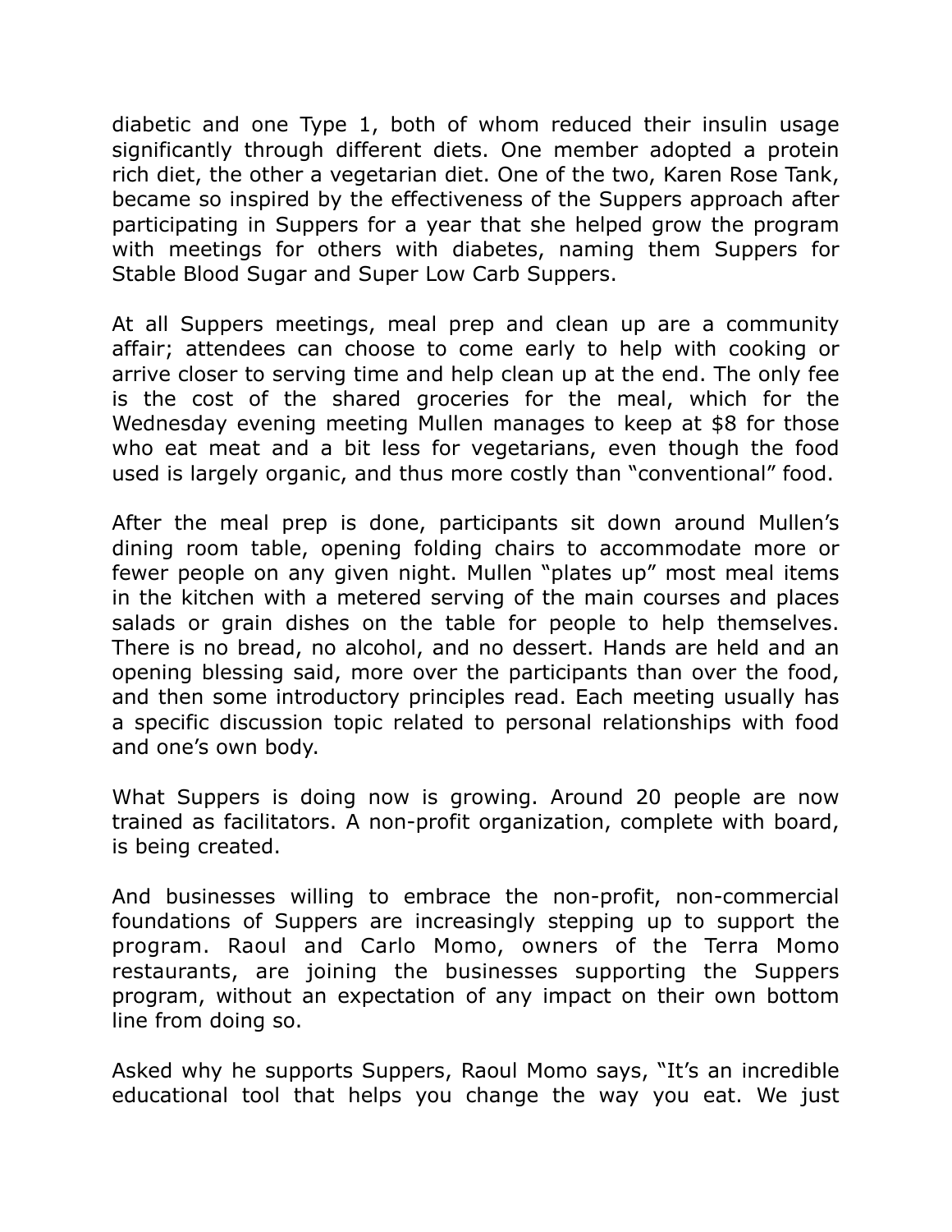diabetic and one Type 1, both of whom reduced their insulin usage significantly through different diets. One member adopted a protein rich diet, the other a vegetarian diet. One of the two, Karen Rose Tank, became so inspired by the effectiveness of the Suppers approach after participating in Suppers for a year that she helped grow the program with meetings for others with diabetes, naming them Suppers for Stable Blood Sugar and Super Low Carb Suppers.

At all Suppers meetings, meal prep and clean up are a community affair; attendees can choose to come early to help with cooking or arrive closer to serving time and help clean up at the end. The only fee is the cost of the shared groceries for the meal, which for the Wednesday evening meeting Mullen manages to keep at $8 for those who eat meat and a bit less for vegetarians, even though the food used is largely organic, and thus more costly than "conventional" food.

After the meal prep is done, participants sit down around Mullen's dining room table, opening folding chairs to accommodate more or fewer people on any given night. Mullen "plates up" most meal items in the kitchen with a metered serving of the main courses and places salads or grain dishes on the table for people to help themselves. There is no bread, no alcohol, and no dessert. Hands are held and an opening blessing said, more over the participants than over the food, and then some introductory principles read. Each meeting usually has a specific discussion topic related to personal relationships with food and one's own body.

What Suppers is doing now is growing. Around 20 people are now trained as facilitators. A non-profit organization, complete with board, is being created.

And businesses willing to embrace the non-profit, non-commercial foundations of Suppers are increasingly stepping up to support the program. Raoul and Carlo Momo, owners of the Terra Momo restaurants, are joining the businesses supporting the Suppers program, without an expectation of any impact on their own bottom line from doing so.

Asked why he supports Suppers, Raoul Momo says, "It's an incredible educational tool that helps you change the way you eat. We just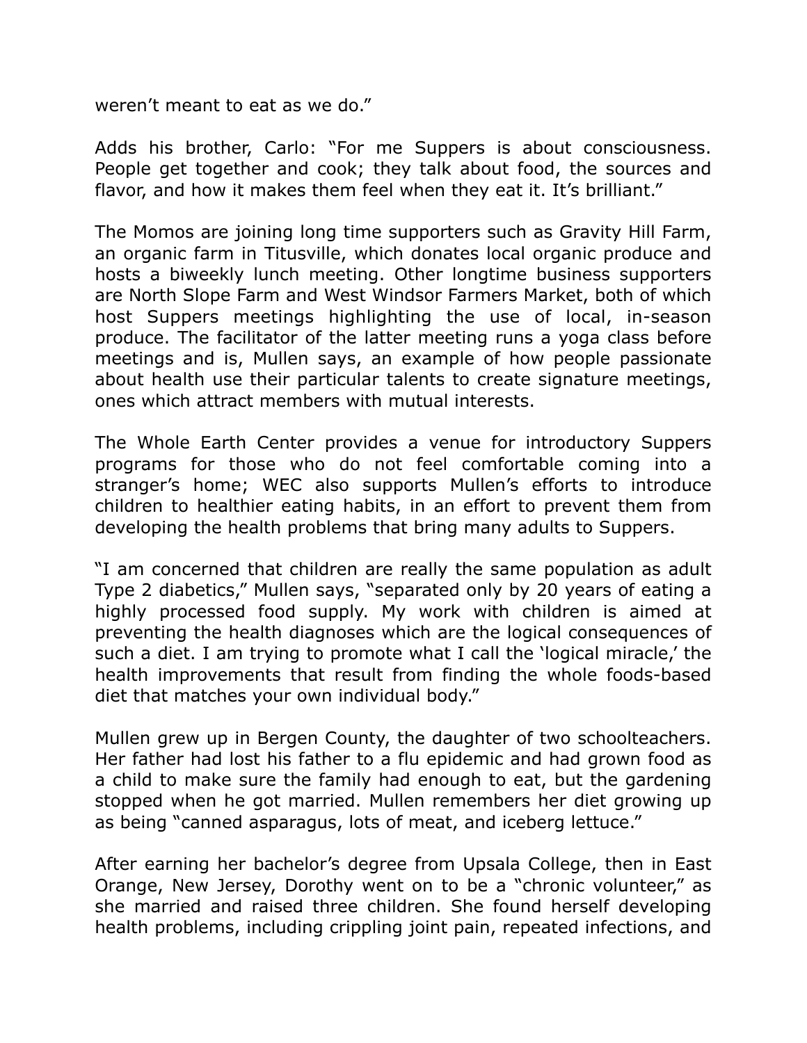weren't meant to eat as we do."

Adds his brother, Carlo: "For me Suppers is about consciousness. People get together and cook; they talk about food, the sources and flavor, and how it makes them feel when they eat it. It's brilliant."

The Momos are joining long time supporters such as Gravity Hill Farm, an organic farm in Titusville, which donates local organic produce and hosts a biweekly lunch meeting. Other longtime business supporters are North Slope Farm and West Windsor Farmers Market, both of which host Suppers meetings highlighting the use of local, in-season produce. The facilitator of the latter meeting runs a yoga class before meetings and is, Mullen says, an example of how people passionate about health use their particular talents to create signature meetings, ones which attract members with mutual interests.

The Whole Earth Center provides a venue for introductory Suppers programs for those who do not feel comfortable coming into a stranger's home; WEC also supports Mullen's efforts to introduce children to healthier eating habits, in an effort to prevent them from developing the health problems that bring many adults to Suppers.

"I am concerned that children are really the same population as adult Type 2 diabetics," Mullen says, "separated only by 20 years of eating a highly processed food supply. My work with children is aimed at preventing the health diagnoses which are the logical consequences of such a diet. I am trying to promote what I call the 'logical miracle,' the health improvements that result from finding the whole foods-based diet that matches your own individual body."

Mullen grew up in Bergen County, the daughter of two schoolteachers. Her father had lost his father to a flu epidemic and had grown food as a child to make sure the family had enough to eat, but the gardening stopped when he got married. Mullen remembers her diet growing up as being "canned asparagus, lots of meat, and iceberg lettuce."

After earning her bachelor's degree from Upsala College, then in East Orange, New Jersey, Dorothy went on to be a "chronic volunteer," as she married and raised three children. She found herself developing health problems, including crippling joint pain, repeated infections, and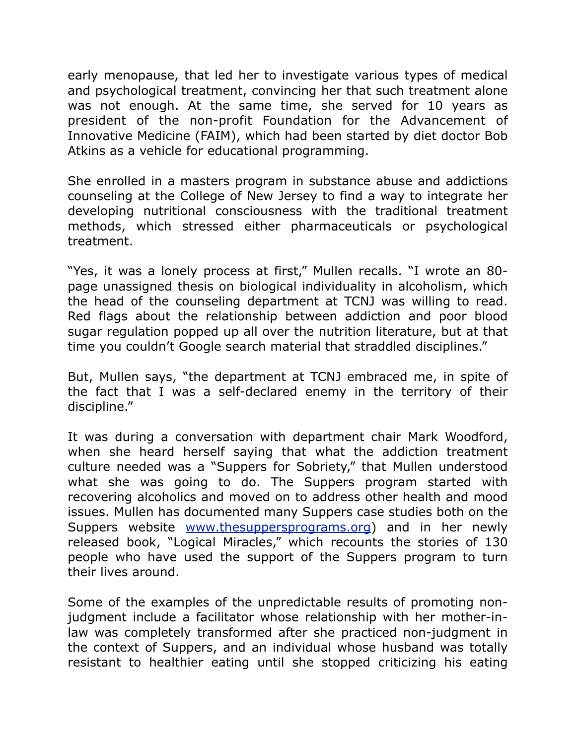early menopause, that led her to investigate various types of medical and psychological treatment, convincing her that such treatment alone was not enough. At the same time, she served for 10 years as president of the non-profit Foundation for the Advancement of Innovative Medicine (FAIM), which had been started by diet doctor Bob Atkins as a vehicle for educational programming.

She enrolled in a masters program in substance abuse and addictions counseling at the College of New Jersey to find a way to integrate her developing nutritional consciousness with the traditional treatment methods, which stressed either pharmaceuticals or psychological treatment.

"Yes, it was a lonely process at first," Mullen recalls. "I wrote an 80-page unassigned thesis on biological individuality in alcoholism, which the head of the counseling department at TCNJ was willing to read. Red flags about the relationship between addiction and poor blood sugar regulation popped up all over the nutrition literature, but at that time you couldn't Google search material that straddled disciplines."

But, Mullen says, "the department at TCNJ embraced me, in spite of the fact that I was a self-declared enemy in the territory of their discipline."

It was during a conversation with department chair Mark Woodford, when she heard herself saying that what the addiction treatment culture needed was a "Suppers for Sobriety," that Mullen understood what she was going to do. The Suppers program started with recovering alcoholics and moved on to address other health and mood issues. Mullen has documented many Suppers case studies both on the Suppers website www.thesuppersprograms.org) and in her newly released book, "Logical Miracles," which recounts the stories of 130 people who have used the support of the Suppers program to turn their lives around.

Some of the examples of the unpredictable results of promoting non-judgment include a facilitator whose relationship with her mother-in-law was completely transformed after she practiced non-judgment in the context of Suppers, and an individual whose husband was totally resistant to healthier eating until she stopped criticizing his eating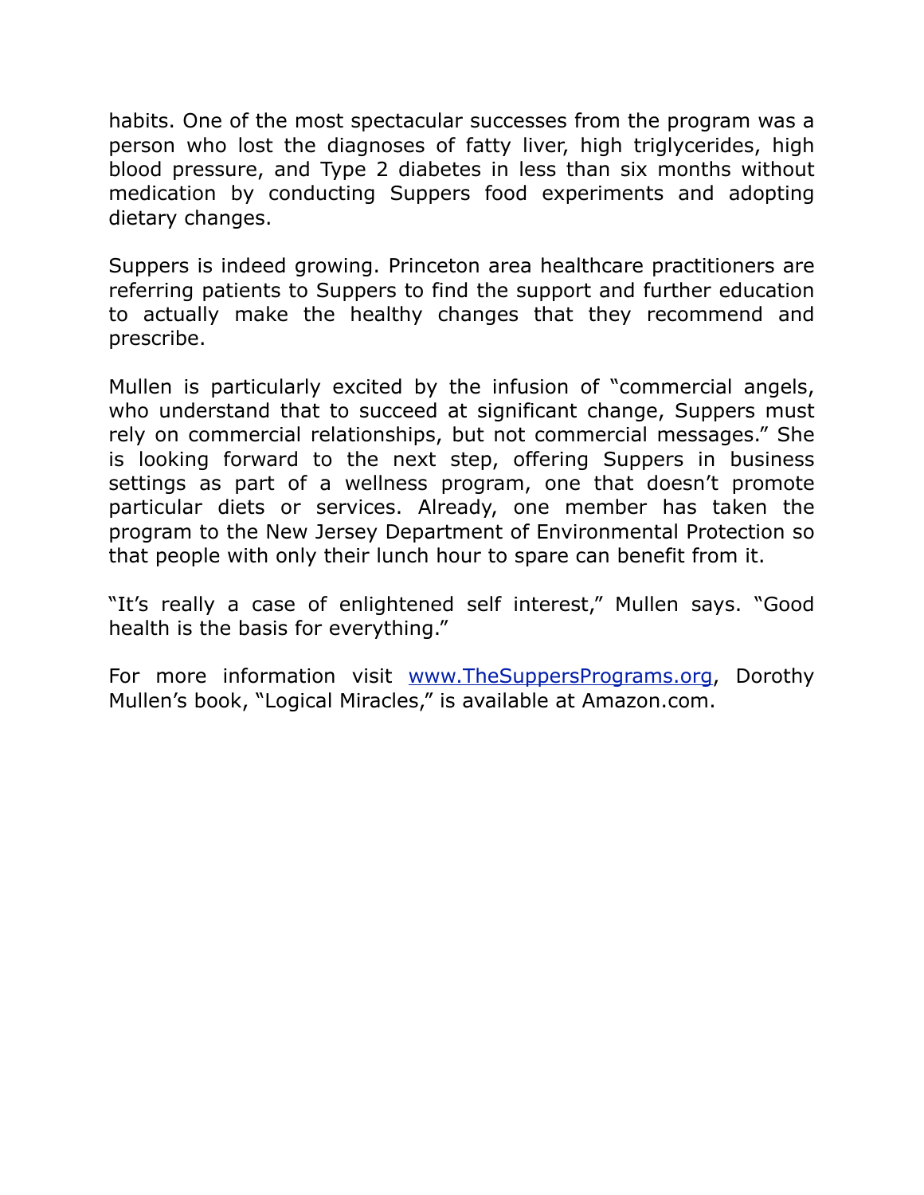habits. One of the most spectacular successes from the program was a person who lost the diagnoses of fatty liver, high triglycerides, high blood pressure, and Type 2 diabetes in less than six months without medication by conducting Suppers food experiments and adopting dietary changes.

Suppers is indeed growing. Princeton area healthcare practitioners are referring patients to Suppers to find the support and further education to actually make the healthy changes that they recommend and prescribe.

Mullen is particularly excited by the infusion of "commercial angels, who understand that to succeed at significant change, Suppers must rely on commercial relationships, but not commercial messages." She is looking forward to the next step, offering Suppers in business settings as part of a wellness program, one that doesn't promote particular diets or services. Already, one member has taken the program to the New Jersey Department of Environmental Protection so that people with only their lunch hour to spare can benefit from it.

"It's really a case of enlightened self interest," Mullen says. "Good health is the basis for everything."

For more information visit [www.TheSuppersPrograms.org](http://www.TheSuppersPrograms.org), Dorothy Mullen's book, "Logical Miracles," is available at Amazon.com.